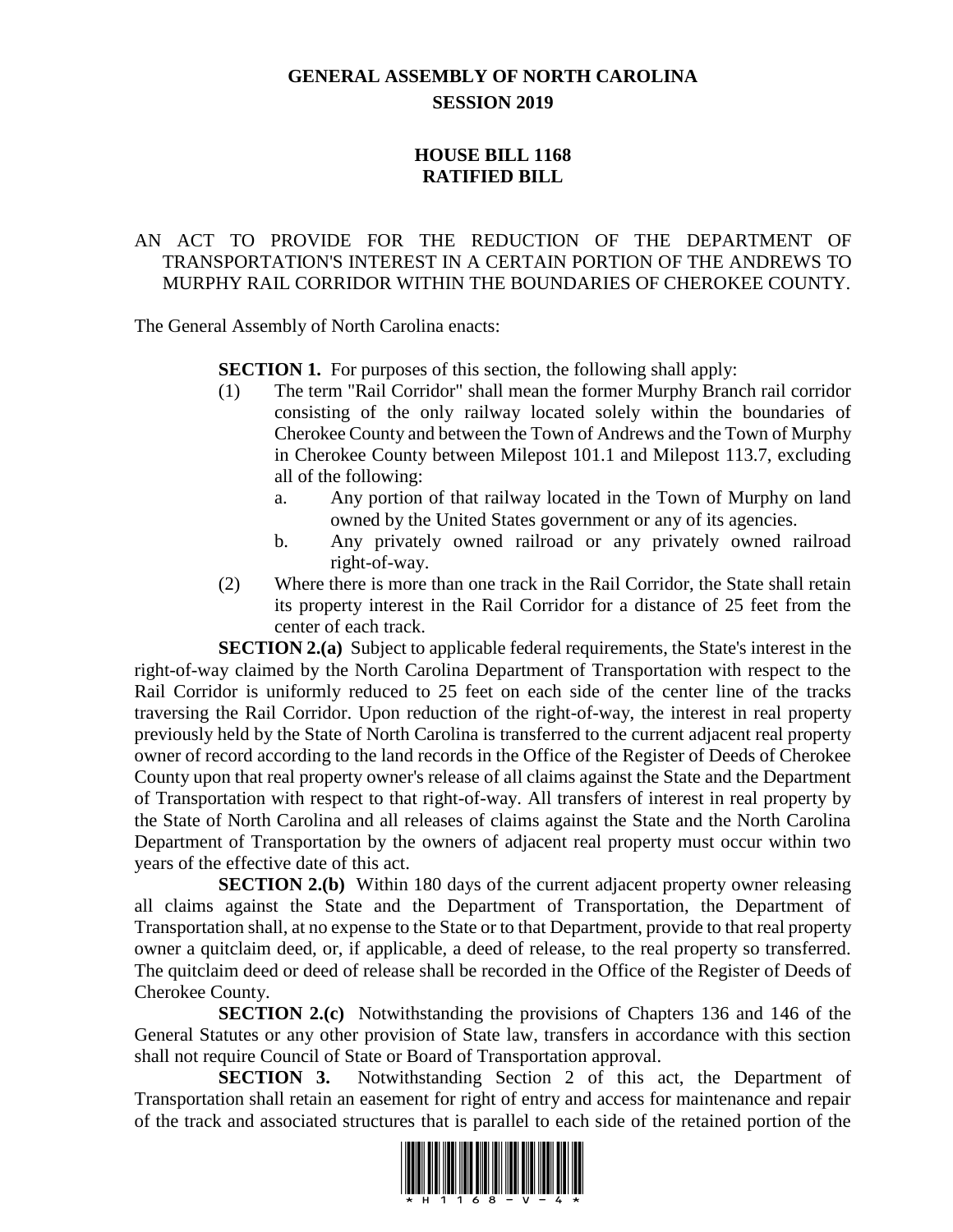# GENERAL ASSEMBLY OF NORTH CAROLINA
## SESSION 2019

## HOUSE BILL 1168
## RATIFIED BILL

AN ACT TO PROVIDE FOR THE REDUCTION OF THE DEPARTMENT OF TRANSPORTATION'S INTEREST IN A CERTAIN PORTION OF THE ANDREWS TO MURPHY RAIL CORRIDOR WITHIN THE BOUNDARIES OF CHEROKEE COUNTY.

The General Assembly of North Carolina enacts:

**SECTION 1.** For purposes of this section, the following shall apply:

(1) The term "Rail Corridor" shall mean the former Murphy Branch rail corridor consisting of the only railway located solely within the boundaries of Cherokee County and between the Town of Andrews and the Town of Murphy in Cherokee County between Milepost 101.1 and Milepost 113.7, excluding all of the following:
  a. Any portion of that railway located in the Town of Murphy on land owned by the United States government or any of its agencies.
  b. Any privately owned railroad or any privately owned railroad right-of-way.

(2) Where there is more than one track in the Rail Corridor, the State shall retain its property interest in the Rail Corridor for a distance of 25 feet from the center of each track.

**SECTION 2.(a)** Subject to applicable federal requirements, the State's interest in the right-of-way claimed by the North Carolina Department of Transportation with respect to the Rail Corridor is uniformly reduced to 25 feet on each side of the center line of the tracks traversing the Rail Corridor. Upon reduction of the right-of-way, the interest in real property previously held by the State of North Carolina is transferred to the current adjacent real property owner of record according to the land records in the Office of the Register of Deeds of Cherokee County upon that real property owner's release of all claims against the State and the Department of Transportation with respect to that right-of-way. All transfers of interest in real property by the State of North Carolina and all releases of claims against the State and the North Carolina Department of Transportation by the owners of adjacent real property must occur within two years of the effective date of this act.

**SECTION 2.(b)** Within 180 days of the current adjacent property owner releasing all claims against the State and the Department of Transportation, the Department of Transportation shall, at no expense to the State or to that Department, provide to that real property owner a quitclaim deed, or, if applicable, a deed of release, to the real property so transferred. The quitclaim deed or deed of release shall be recorded in the Office of the Register of Deeds of Cherokee County.

**SECTION 2.(c)** Notwithstanding the provisions of Chapters 136 and 146 of the General Statutes or any other provision of State law, transfers in accordance with this section shall not require Council of State or Board of Transportation approval.

**SECTION 3.** Notwithstanding Section 2 of this act, the Department of Transportation shall retain an easement for right of entry and access for maintenance and repair of the track and associated structures that is parallel to each side of the retained portion of the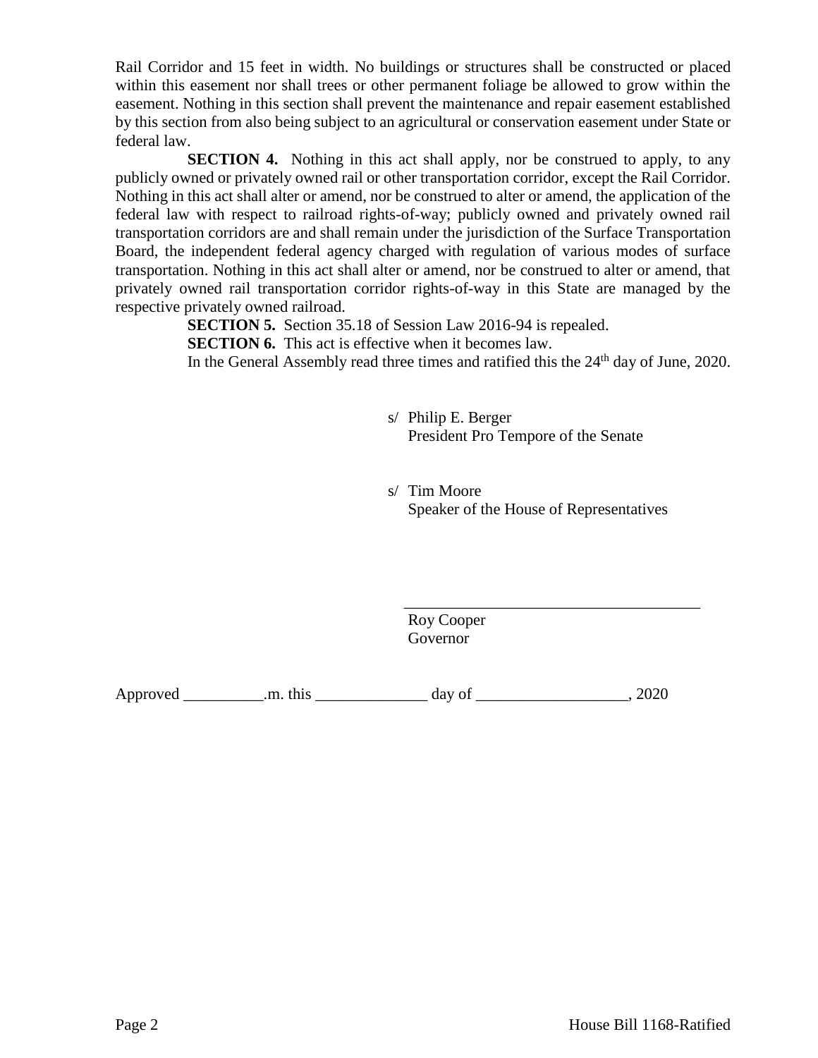Rail Corridor and 15 feet in width. No buildings or structures shall be constructed or placed within this easement nor shall trees or other permanent foliage be allowed to grow within the easement. Nothing in this section shall prevent the maintenance and repair easement established by this section from also being subject to an agricultural or conservation easement under State or federal law.

**SECTION 4.** Nothing in this act shall apply, nor be construed to apply, to any publicly owned or privately owned rail or other transportation corridor, except the Rail Corridor. Nothing in this act shall alter or amend, nor be construed to alter or amend, the application of the federal law with respect to railroad rights-of-way; publicly owned and privately owned rail transportation corridors are and shall remain under the jurisdiction of the Surface Transportation Board, the independent federal agency charged with regulation of various modes of surface transportation. Nothing in this act shall alter or amend, nor be construed to alter or amend, that privately owned rail transportation corridor rights-of-way in this State are managed by the respective privately owned railroad.

**SECTION 5.** Section 35.18 of Session Law 2016-94 is repealed.

**SECTION 6.** This act is effective when it becomes law.

In the General Assembly read three times and ratified this the 24th day of June, 2020.

s/ Philip E. Berger
President Pro Tempore of the Senate

s/ Tim Moore
Speaker of the House of Representatives

_____________________________________
Roy Cooper
Governor

Approved __________.m. this ______________ day of ___________________, 2020